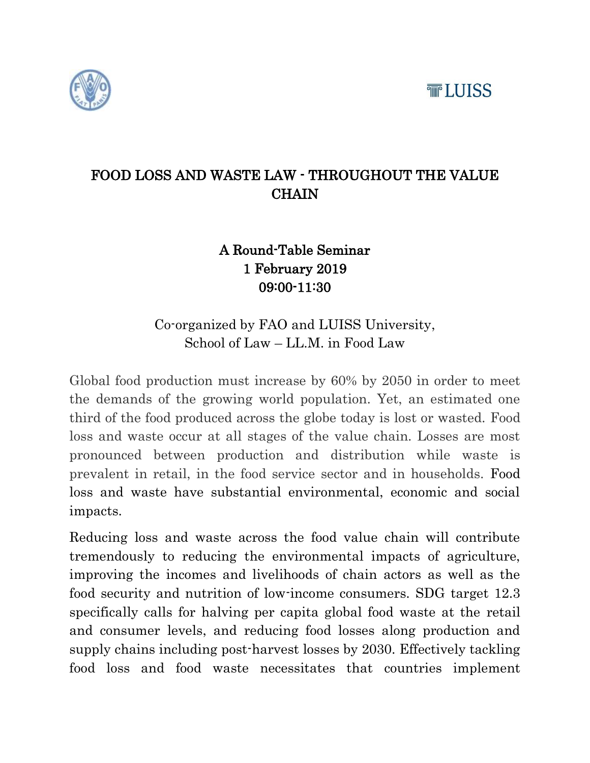# FOOD LOSS AND WASTE LAW - THROUGHOUT THE VALUE CHAIN

**A Round-Table Seminar**
**1 February 2019**
**09:00-11:30**

Co-organized by FAO and LUISS University,
School of Law – LL.M. in Food Law

Global food production must increase by 60% by 2050 in order to meet the demands of the growing world population. Yet, an estimated one third of the food produced across the globe today is lost or wasted. Food loss and waste occur at all stages of the value chain. Losses are most pronounced between production and distribution while waste is prevalent in retail, in the food service sector and in households. Food loss and waste have substantial environmental, economic and social impacts.

Reducing loss and waste across the food value chain will contribute tremendously to reducing the environmental impacts of agriculture, improving the incomes and livelihoods of chain actors as well as the food security and nutrition of low-income consumers. SDG target 12.3 specifically calls for halving per capita global food waste at the retail and consumer levels, and reducing food losses along production and supply chains including post-harvest losses by 2030. Effectively tackling food loss and food waste necessitates that countries implement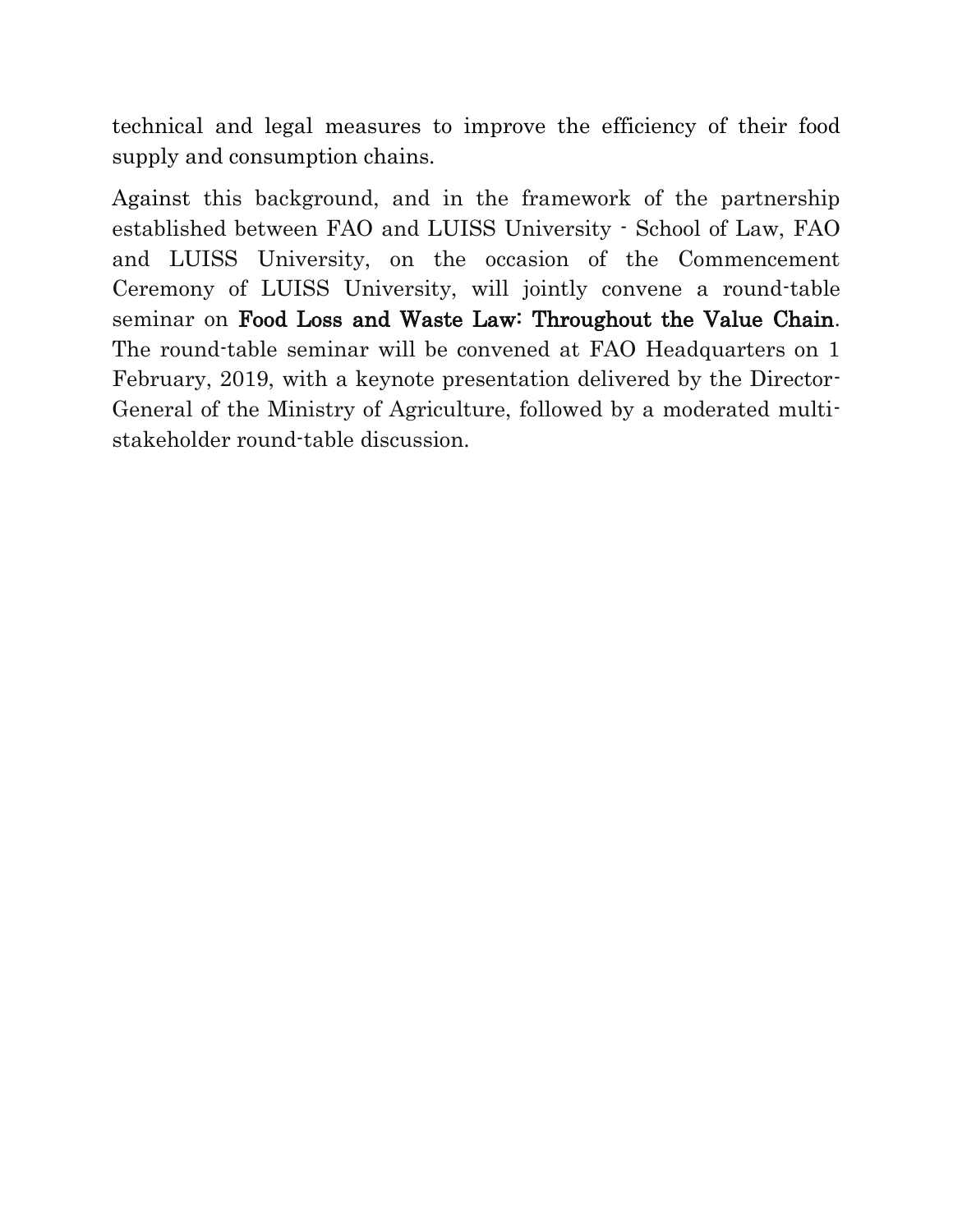technical and legal measures to improve the efficiency of their food supply and consumption chains.

Against this background, and in the framework of the partnership established between FAO and LUISS University - School of Law, FAO and LUISS University, on the occasion of the Commencement Ceremony of LUISS University, will jointly convene a round-table seminar on **Food Loss and Waste Law: Throughout the Value Chain**. The round-table seminar will be convened at FAO Headquarters on 1 February, 2019, with a keynote presentation delivered by the Director-General of the Ministry of Agriculture, followed by a moderated multi-stakeholder round-table discussion.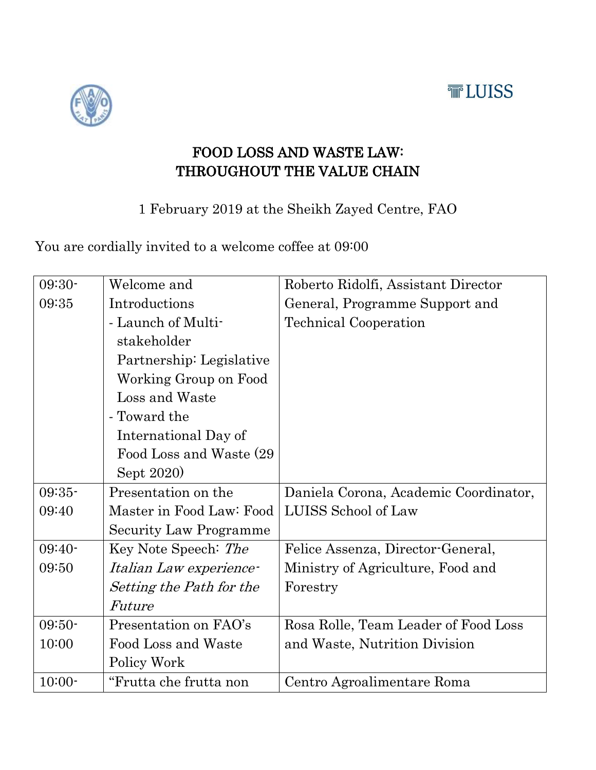# FOOD LOSS AND WASTE LAW: THROUGHOUT THE VALUE CHAIN

1 February 2019 at the Sheikh Zayed Centre, FAO

You are cordially invited to a welcome coffee at 09:00

| | | |
|---|---|---|
| 09:30-09:35 | Welcome and Introductions<br>- Launch of Multi-stakeholder Partnership: Legislative Working Group on Food Loss and Waste<br>- Toward the International Day of Food Loss and Waste (29 Sept 2020) | Roberto Ridolfi, Assistant Director General, Programme Support and Technical Cooperation |
| 09:35-09:40 | Presentation on the Master in Food Law: Food Security Law Programme | Daniela Corona, Academic Coordinator, LUISS School of Law |
| 09:40-09:50 | Key Note Speech: *The Italian Law experience- Setting the Path for the Future* | Felice Assenza, Director-General, Ministry of Agriculture, Food and Forestry |
| 09:50-10:00 | Presentation on FAO's Food Loss and Waste Policy Work | Rosa Rolle, Team Leader of Food Loss and Waste, Nutrition Division |
| 10:00- | "Frutta che frutta non | Centro Agroalimentare Roma |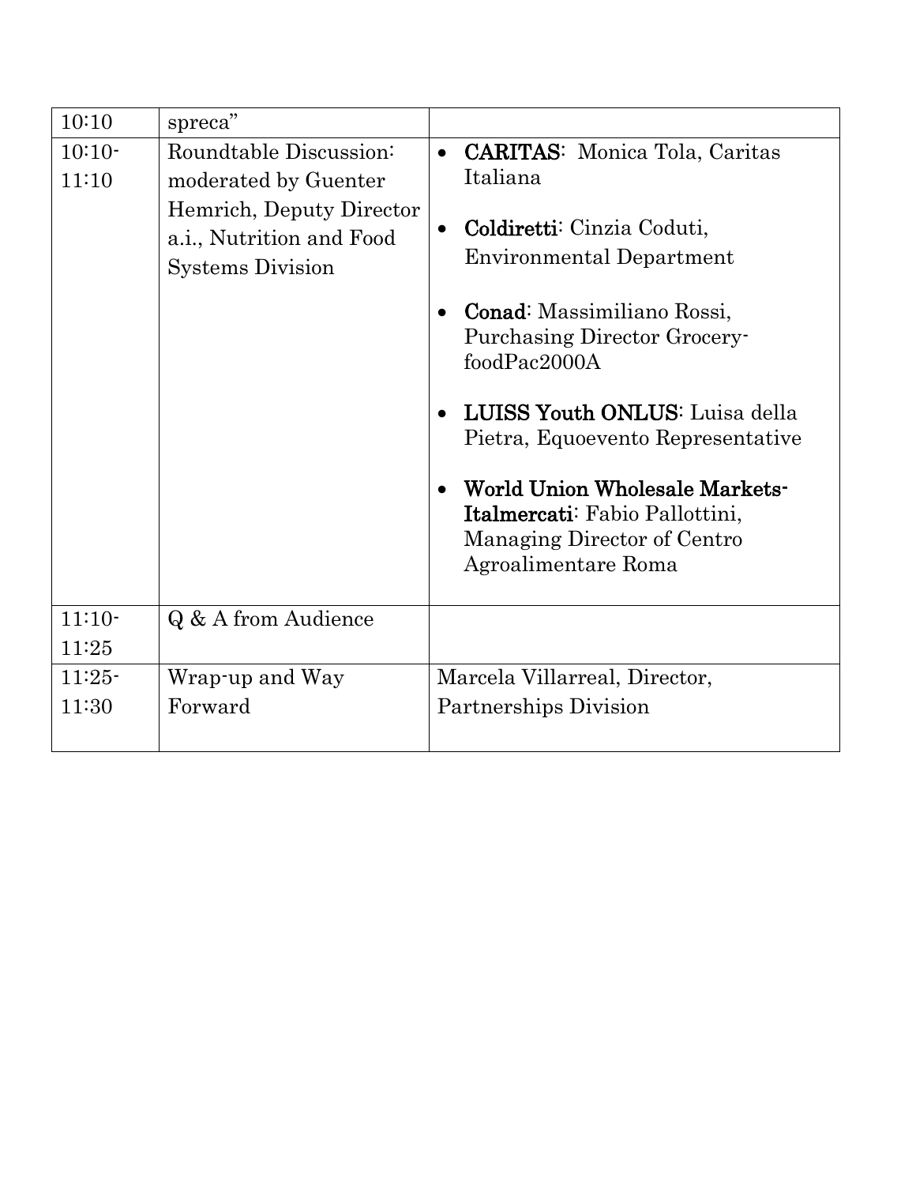| | | |
|---|---|---|
| 10:10 | spreca" | |
| 10:10-11:10 | Roundtable Discussion: moderated by Guenter Hemrich, Deputy Director a.i., Nutrition and Food Systems Division | • **CARITAS**: Monica Tola, Caritas Italiana<br>• **Coldiretti**: Cinzia Coduti, Environmental Department<br>• **Conad**: Massimiliano Rossi, Purchasing Director Grocery-foodPac2000A<br>• **LUISS Youth ONLUS**: Luisa della Pietra, Equoevento Representative<br>• **World Union Wholesale Markets-Italmercati**: Fabio Pallottini, Managing Director of Centro Agroalimentare Roma |
| 11:10-11:25 | Q & A from Audience | |
| 11:25-11:30 | Wrap-up and Way Forward | Marcela Villarreal, Director, Partnerships Division |